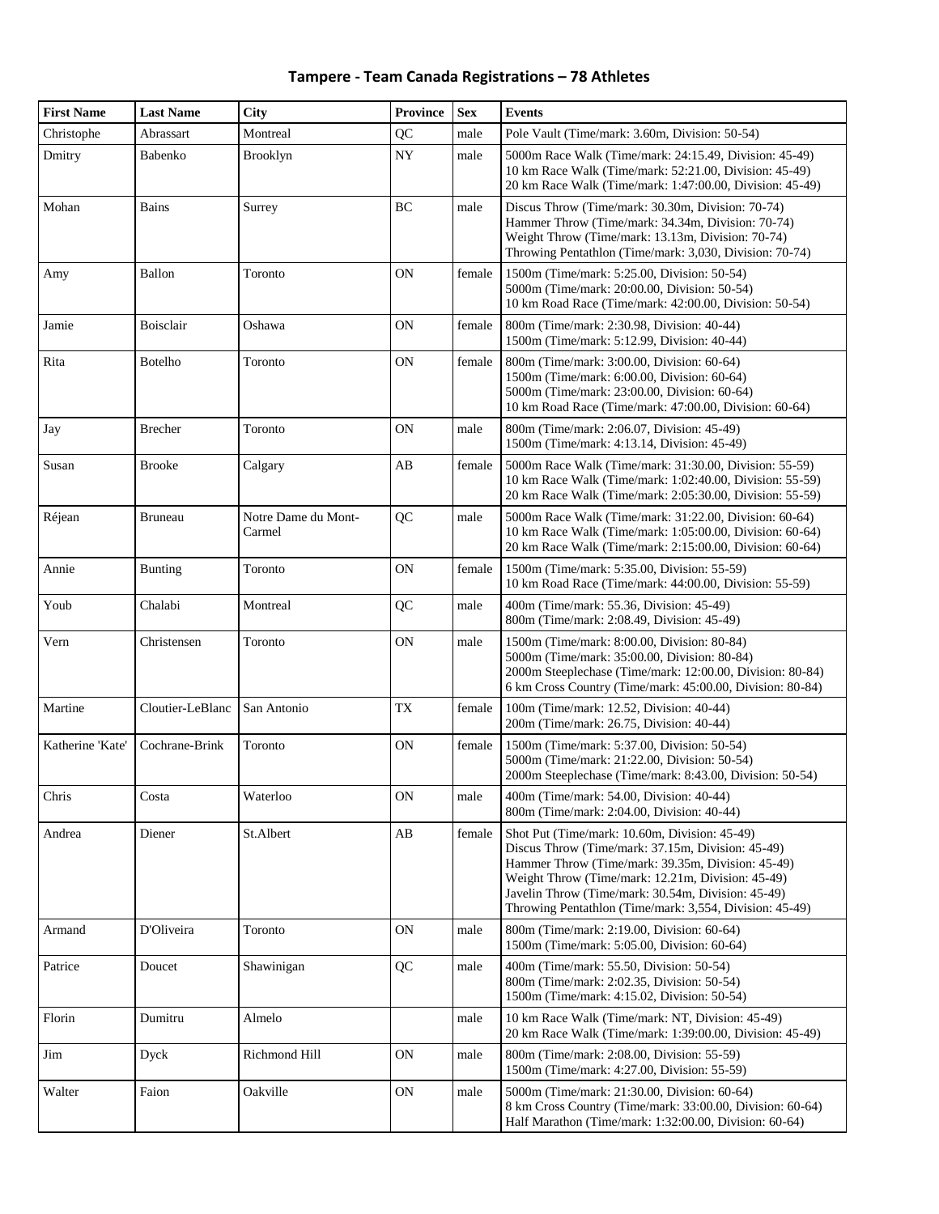# Tampere - Team Canada Registrations – 78 Athletes

| First Name | Last Name | City | Province | Sex | Events |
| --- | --- | --- | --- | --- | --- |
| Christophe | Abrassart | Montreal | QC | male | Pole Vault (Time/mark: 3.60m, Division: 50-54) |
| Dmitry | Babenko | Brooklyn | NY | male | 5000m Race Walk (Time/mark: 24:15.49, Division: 45-49)<br>10 km Race Walk (Time/mark: 52:21.00, Division: 45-49)<br>20 km Race Walk (Time/mark: 1:47:00.00, Division: 45-49) |
| Mohan | Bains | Surrey | BC | male | Discus Throw (Time/mark: 30.30m, Division: 70-74)<br>Hammer Throw (Time/mark: 34.34m, Division: 70-74)<br>Weight Throw (Time/mark: 13.13m, Division: 70-74)<br>Throwing Pentathlon (Time/mark: 3,030, Division: 70-74) |
| Amy | Ballon | Toronto | ON | female | 1500m (Time/mark: 5:25.00, Division: 50-54)<br>5000m (Time/mark: 20:00.00, Division: 50-54)<br>10 km Road Race (Time/mark: 42:00.00, Division: 50-54) |
| Jamie | Boisclair | Oshawa | ON | female | 800m (Time/mark: 2:30.98, Division: 40-44)<br>1500m (Time/mark: 5:12.99, Division: 40-44) |
| Rita | Botelho | Toronto | ON | female | 800m (Time/mark: 3:00.00, Division: 60-64)<br>1500m (Time/mark: 6:00.00, Division: 60-64)<br>5000m (Time/mark: 23:00.00, Division: 60-64)<br>10 km Road Race (Time/mark: 47:00.00, Division: 60-64) |
| Jay | Brecher | Toronto | ON | male | 800m (Time/mark: 2:06.07, Division: 45-49)<br>1500m (Time/mark: 4:13.14, Division: 45-49) |
| Susan | Brooke | Calgary | AB | female | 5000m Race Walk (Time/mark: 31:30.00, Division: 55-59)<br>10 km Race Walk (Time/mark: 1:02:40.00, Division: 55-59)<br>20 km Race Walk (Time/mark: 2:05:30.00, Division: 55-59) |
| Réjean | Bruneau | Notre Dame du Mont-Carmel | QC | male | 5000m Race Walk (Time/mark: 31:22.00, Division: 60-64)<br>10 km Race Walk (Time/mark: 1:05:00.00, Division: 60-64)<br>20 km Race Walk (Time/mark: 2:15:00.00, Division: 60-64) |
| Annie | Bunting | Toronto | ON | female | 1500m (Time/mark: 5:35.00, Division: 55-59)<br>10 km Road Race (Time/mark: 44:00.00, Division: 55-59) |
| Youb | Chalabi | Montreal | QC | male | 400m (Time/mark: 55.36, Division: 45-49)<br>800m (Time/mark: 2:08.49, Division: 45-49) |
| Vern | Christensen | Toronto | ON | male | 1500m (Time/mark: 8:00.00, Division: 80-84)<br>5000m (Time/mark: 35:00.00, Division: 80-84)<br>2000m Steeplechase (Time/mark: 12:00.00, Division: 80-84)<br>6 km Cross Country (Time/mark: 45:00.00, Division: 80-84) |
| Martine | Cloutier-LeBlanc | San Antonio | TX | female | 100m (Time/mark: 12.52, Division: 40-44)<br>200m (Time/mark: 26.75, Division: 40-44) |
| Katherine 'Kate' | Cochrane-Brink | Toronto | ON | female | 1500m (Time/mark: 5:37.00, Division: 50-54)<br>5000m (Time/mark: 21:22.00, Division: 50-54)<br>2000m Steeplechase (Time/mark: 8:43.00, Division: 50-54) |
| Chris | Costa | Waterloo | ON | male | 400m (Time/mark: 54.00, Division: 40-44)<br>800m (Time/mark: 2:04.00, Division: 40-44) |
| Andrea | Diener | St.Albert | AB | female | Shot Put (Time/mark: 10.60m, Division: 45-49)<br>Discus Throw (Time/mark: 37.15m, Division: 45-49)<br>Hammer Throw (Time/mark: 39.35m, Division: 45-49)<br>Weight Throw (Time/mark: 12.21m, Division: 45-49)<br>Javelin Throw (Time/mark: 30.54m, Division: 45-49)<br>Throwing Pentathlon (Time/mark: 3,554, Division: 45-49) |
| Armand | D'Oliveira | Toronto | ON | male | 800m (Time/mark: 2:19.00, Division: 60-64)<br>1500m (Time/mark: 5:05.00, Division: 60-64) |
| Patrice | Doucet | Shawinigan | QC | male | 400m (Time/mark: 55.50, Division: 50-54)<br>800m (Time/mark: 2:02.35, Division: 50-54)<br>1500m (Time/mark: 4:15.02, Division: 50-54) |
| Florin | Dumitru | Almelo | | male | 10 km Race Walk (Time/mark: NT, Division: 45-49)<br>20 km Race Walk (Time/mark: 1:39:00.00, Division: 45-49) |
| Jim | Dyck | Richmond Hill | ON | male | 800m (Time/mark: 2:08.00, Division: 55-59)<br>1500m (Time/mark: 4:27.00, Division: 55-59) |
| Walter | Faion | Oakville | ON | male | 5000m (Time/mark: 21:30.00, Division: 60-64)<br>8 km Cross Country (Time/mark: 33:00.00, Division: 60-64)<br>Half Marathon (Time/mark: 1:32:00.00, Division: 60-64) |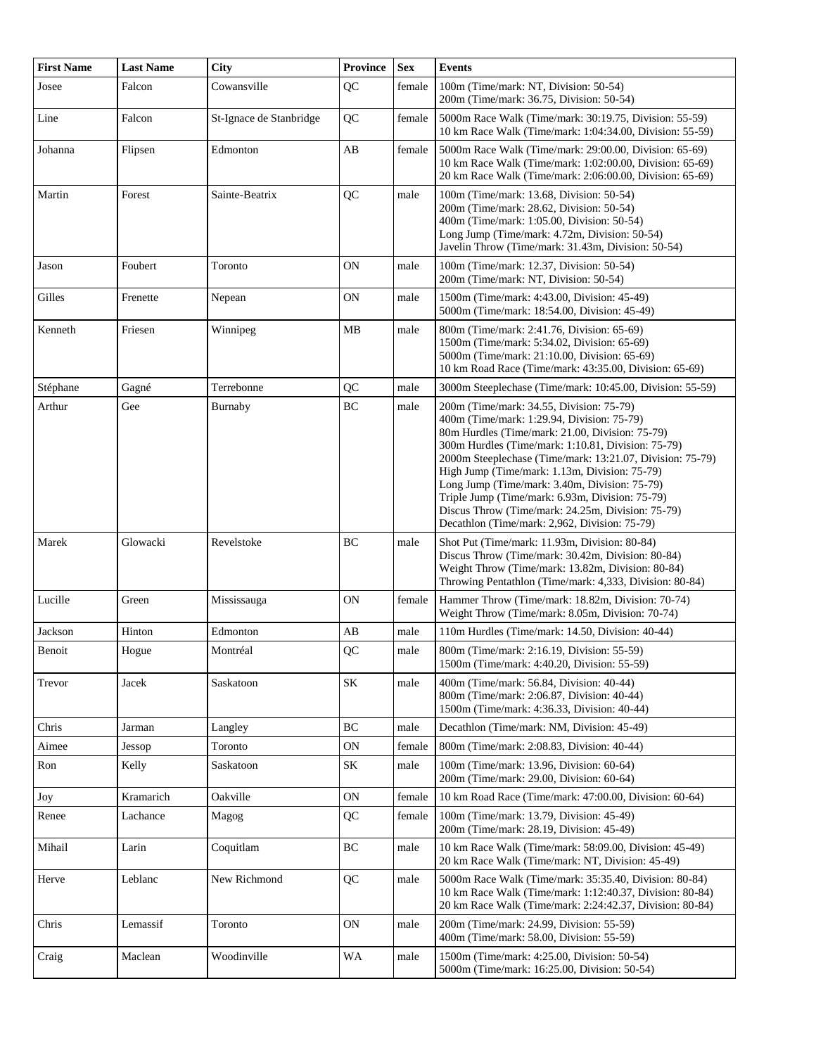| First Name | Last Name | City | Province | Sex | Events |
|---|---|---|---|---|---|
| Josee | Falcon | Cowansville | QC | female | 100m (Time/mark: NT, Division: 50-54)<br>200m (Time/mark: 36.75, Division: 50-54) |
| Line | Falcon | St-Ignace de Stanbridge | QC | female | 5000m Race Walk (Time/mark: 30:19.75, Division: 55-59)<br>10 km Race Walk (Time/mark: 1:04:34.00, Division: 55-59) |
| Johanna | Flipsen | Edmonton | AB | female | 5000m Race Walk (Time/mark: 29:00.00, Division: 65-69)<br>10 km Race Walk (Time/mark: 1:02:00.00, Division: 65-69)<br>20 km Race Walk (Time/mark: 2:06:00.00, Division: 65-69) |
| Martin | Forest | Sainte-Beatrix | QC | male | 100m (Time/mark: 13.68, Division: 50-54)<br>200m (Time/mark: 28.62, Division: 50-54)<br>400m (Time/mark: 1:05.00, Division: 50-54)<br>Long Jump (Time/mark: 4.72m, Division: 50-54)<br>Javelin Throw (Time/mark: 31.43m, Division: 50-54) |
| Jason | Foubert | Toronto | ON | male | 100m (Time/mark: 12.37, Division: 50-54)<br>200m (Time/mark: NT, Division: 50-54) |
| Gilles | Frenette | Nepean | ON | male | 1500m (Time/mark: 4:43.00, Division: 45-49)<br>5000m (Time/mark: 18:54.00, Division: 45-49) |
| Kenneth | Friesen | Winnipeg | MB | male | 800m (Time/mark: 2:41.76, Division: 65-69)<br>1500m (Time/mark: 5:34.02, Division: 65-69)<br>5000m (Time/mark: 21:10.00, Division: 65-69)<br>10 km Road Race (Time/mark: 43:35.00, Division: 65-69) |
| Stéphane | Gagné | Terrebonne | QC | male | 3000m Steeplechase (Time/mark: 10:45.00, Division: 55-59) |
| Arthur | Gee | Burnaby | BC | male | 200m (Time/mark: 34.55, Division: 75-79)<br>400m (Time/mark: 1:29.94, Division: 75-79)<br>80m Hurdles (Time/mark: 21.00, Division: 75-79)<br>300m Hurdles (Time/mark: 1:10.81, Division: 75-79)<br>2000m Steeplechase (Time/mark: 13:21.07, Division: 75-79)<br>High Jump (Time/mark: 1.13m, Division: 75-79)<br>Long Jump (Time/mark: 3.40m, Division: 75-79)<br>Triple Jump (Time/mark: 6.93m, Division: 75-79)<br>Discus Throw (Time/mark: 24.25m, Division: 75-79)<br>Decathlon (Time/mark: 2,962, Division: 75-79) |
| Marek | Glowacki | Revelstoke | BC | male | Shot Put (Time/mark: 11.93m, Division: 80-84)<br>Discus Throw (Time/mark: 30.42m, Division: 80-84)<br>Weight Throw (Time/mark: 13.82m, Division: 80-84)<br>Throwing Pentathlon (Time/mark: 4,333, Division: 80-84) |
| Lucille | Green | Mississauga | ON | female | Hammer Throw (Time/mark: 18.82m, Division: 70-74)<br>Weight Throw (Time/mark: 8.05m, Division: 70-74) |
| Jackson | Hinton | Edmonton | AB | male | 110m Hurdles (Time/mark: 14.50, Division: 40-44) |
| Benoit | Hogue | Montréal | QC | male | 800m (Time/mark: 2:16.19, Division: 55-59)<br>1500m (Time/mark: 4:40.20, Division: 55-59) |
| Trevor | Jacek | Saskatoon | SK | male | 400m (Time/mark: 56.84, Division: 40-44)<br>800m (Time/mark: 2:06.87, Division: 40-44)<br>1500m (Time/mark: 4:36.33, Division: 40-44) |
| Chris | Jarman | Langley | BC | male | Decathlon (Time/mark: NM, Division: 45-49) |
| Aimee | Jessop | Toronto | ON | female | 800m (Time/mark: 2:08.83, Division: 40-44) |
| Ron | Kelly | Saskatoon | SK | male | 100m (Time/mark: 13.96, Division: 60-64)<br>200m (Time/mark: 29.00, Division: 60-64) |
| Joy | Kramarich | Oakville | ON | female | 10 km Road Race (Time/mark: 47:00.00, Division: 60-64) |
| Renee | Lachance | Magog | QC | female | 100m (Time/mark: 13.79, Division: 45-49)<br>200m (Time/mark: 28.19, Division: 45-49) |
| Mihail | Larin | Coquitlam | BC | male | 10 km Race Walk (Time/mark: 58:09.00, Division: 45-49)<br>20 km Race Walk (Time/mark: NT, Division: 45-49) |
| Herve | Leblanc | New Richmond | QC | male | 5000m Race Walk (Time/mark: 35:35.40, Division: 80-84)<br>10 km Race Walk (Time/mark: 1:12:40.37, Division: 80-84)<br>20 km Race Walk (Time/mark: 2:24:42.37, Division: 80-84) |
| Chris | Lemassif | Toronto | ON | male | 200m (Time/mark: 24.99, Division: 55-59)<br>400m (Time/mark: 58.00, Division: 55-59) |
| Craig | Maclean | Woodinville | WA | male | 1500m (Time/mark: 4:25.00, Division: 50-54)<br>5000m (Time/mark: 16:25.00, Division: 50-54) |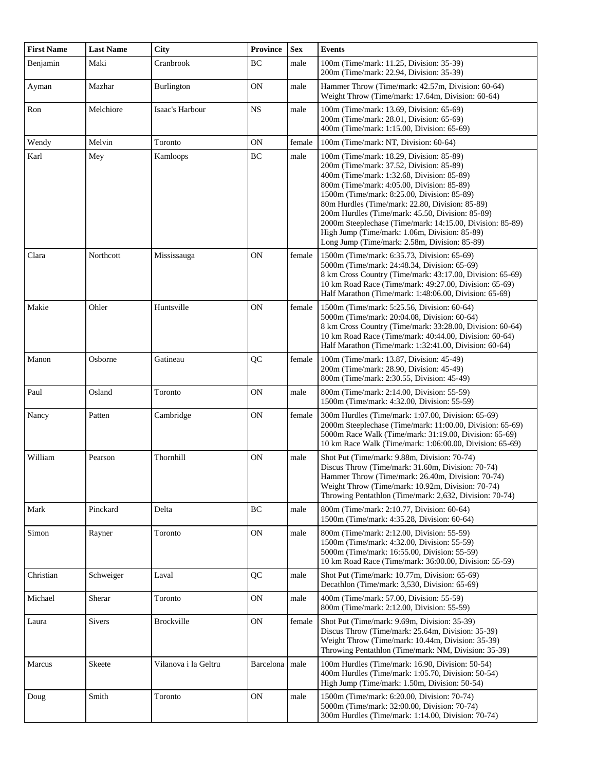| First Name | Last Name | City | Province | Sex | Events |
|---|---|---|---|---|---|
| Benjamin | Maki | Cranbrook | BC | male | 100m (Time/mark: 11.25, Division: 35-39)<br>200m (Time/mark: 22.94, Division: 35-39) |
| Ayman | Mazhar | Burlington | ON | male | Hammer Throw (Time/mark: 42.57m, Division: 60-64)<br>Weight Throw (Time/mark: 17.64m, Division: 60-64) |
| Ron | Melchiore | Isaac's Harbour | NS | male | 100m (Time/mark: 13.69, Division: 65-69)<br>200m (Time/mark: 28.01, Division: 65-69)<br>400m (Time/mark: 1:15.00, Division: 65-69) |
| Wendy | Melvin | Toronto | ON | female | 100m (Time/mark: NT, Division: 60-64) |
| Karl | Mey | Kamloops | BC | male | 100m (Time/mark: 18.29, Division: 85-89)<br>200m (Time/mark: 37.52, Division: 85-89)<br>400m (Time/mark: 1:32.68, Division: 85-89)<br>800m (Time/mark: 4:05.00, Division: 85-89)<br>1500m (Time/mark: 8:25.00, Division: 85-89)<br>80m Hurdles (Time/mark: 22.80, Division: 85-89)<br>200m Hurdles (Time/mark: 45.50, Division: 85-89)<br>2000m Steeplechase (Time/mark: 14:15.00, Division: 85-89)<br>High Jump (Time/mark: 1.06m, Division: 85-89)<br>Long Jump (Time/mark: 2.58m, Division: 85-89) |
| Clara | Northcott | Mississauga | ON | female | 1500m (Time/mark: 6:35.73, Division: 65-69)<br>5000m (Time/mark: 24:48.34, Division: 65-69)<br>8 km Cross Country (Time/mark: 43:17.00, Division: 65-69)<br>10 km Road Race (Time/mark: 49:27.00, Division: 65-69)<br>Half Marathon (Time/mark: 1:48:06.00, Division: 65-69) |
| Makie | Ohler | Huntsville | ON | female | 1500m (Time/mark: 5:25.56, Division: 60-64)<br>5000m (Time/mark: 20:04.08, Division: 60-64)<br>8 km Cross Country (Time/mark: 33:28.00, Division: 60-64)<br>10 km Road Race (Time/mark: 40:44.00, Division: 60-64)<br>Half Marathon (Time/mark: 1:32:41.00, Division: 60-64) |
| Manon | Osborne | Gatineau | QC | female | 100m (Time/mark: 13.87, Division: 45-49)<br>200m (Time/mark: 28.90, Division: 45-49)<br>800m (Time/mark: 2:30.55, Division: 45-49) |
| Paul | Osland | Toronto | ON | male | 800m (Time/mark: 2:14.00, Division: 55-59)<br>1500m (Time/mark: 4:32.00, Division: 55-59) |
| Nancy | Patten | Cambridge | ON | female | 300m Hurdles (Time/mark: 1:07.00, Division: 65-69)<br>2000m Steeplechase (Time/mark: 11:00.00, Division: 65-69)<br>5000m Race Walk (Time/mark: 31:19.00, Division: 65-69)<br>10 km Race Walk (Time/mark: 1:06:00.00, Division: 65-69) |
| William | Pearson | Thornhill | ON | male | Shot Put (Time/mark: 9.88m, Division: 70-74)<br>Discus Throw (Time/mark: 31.60m, Division: 70-74)<br>Hammer Throw (Time/mark: 26.40m, Division: 70-74)<br>Weight Throw (Time/mark: 10.92m, Division: 70-74)<br>Throwing Pentathlon (Time/mark: 2,632, Division: 70-74) |
| Mark | Pinckard | Delta | BC | male | 800m (Time/mark: 2:10.77, Division: 60-64)<br>1500m (Time/mark: 4:35.28, Division: 60-64) |
| Simon | Rayner | Toronto | ON | male | 800m (Time/mark: 2:12.00, Division: 55-59)<br>1500m (Time/mark: 4:32.00, Division: 55-59)<br>5000m (Time/mark: 16:55.00, Division: 55-59)<br>10 km Road Race (Time/mark: 36:00.00, Division: 55-59) |
| Christian | Schweiger | Laval | QC | male | Shot Put (Time/mark: 10.77m, Division: 65-69)<br>Decathlon (Time/mark: 3,530, Division: 65-69) |
| Michael | Sherar | Toronto | ON | male | 400m (Time/mark: 57.00, Division: 55-59)<br>800m (Time/mark: 2:12.00, Division: 55-59) |
| Laura | Sivers | Brockville | ON | female | Shot Put (Time/mark: 9.69m, Division: 35-39)<br>Discus Throw (Time/mark: 25.64m, Division: 35-39)<br>Weight Throw (Time/mark: 10.44m, Division: 35-39)<br>Throwing Pentathlon (Time/mark: NM, Division: 35-39) |
| Marcus | Skeete | Vilanova i la Geltru | Barcelona | male | 100m Hurdles (Time/mark: 16.90, Division: 50-54)<br>400m Hurdles (Time/mark: 1:05.70, Division: 50-54)<br>High Jump (Time/mark: 1.50m, Division: 50-54) |
| Doug | Smith | Toronto | ON | male | 1500m (Time/mark: 6:20.00, Division: 70-74)<br>5000m (Time/mark: 32:00.00, Division: 70-74)<br>300m Hurdles (Time/mark: 1:14.00, Division: 70-74) |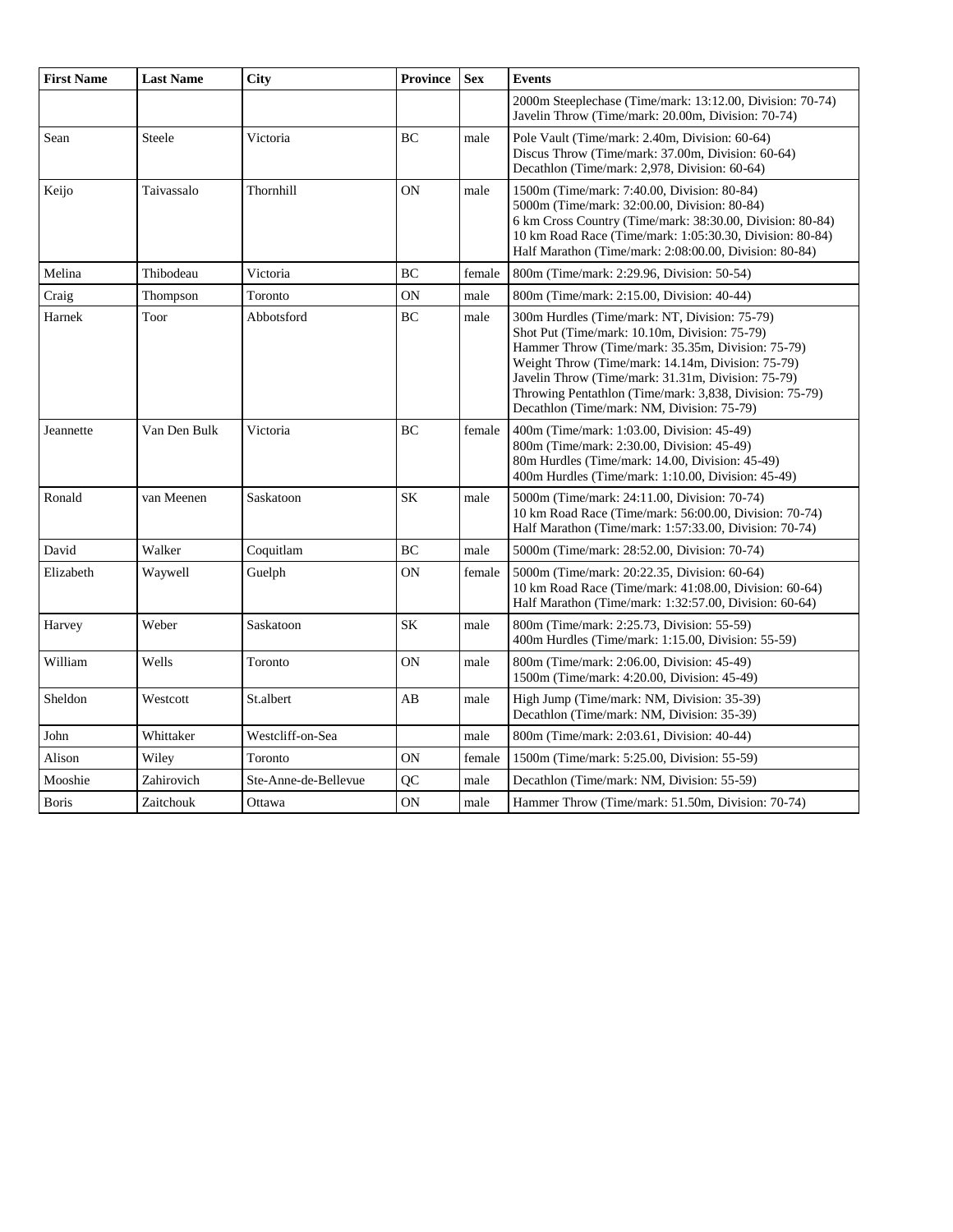| First Name | Last Name | City | Province | Sex | Events |
|---|---|---|---|---|---|
| | | | | | 2000m Steeplechase (Time/mark: 13:12.00, Division: 70-74)<br>Javelin Throw (Time/mark: 20.00m, Division: 70-74) |
| Sean | Steele | Victoria | BC | male | Pole Vault (Time/mark: 2.40m, Division: 60-64)<br>Discus Throw (Time/mark: 37.00m, Division: 60-64)<br>Decathlon (Time/mark: 2,978, Division: 60-64) |
| Keijo | Taivassalo | Thornhill | ON | male | 1500m (Time/mark: 7:40.00, Division: 80-84)<br>5000m (Time/mark: 32:00.00, Division: 80-84)<br>6 km Cross Country (Time/mark: 38:30.00, Division: 80-84)<br>10 km Road Race (Time/mark: 1:05:30.30, Division: 80-84)<br>Half Marathon (Time/mark: 2:08:00.00, Division: 80-84) |
| Melina | Thibodeau | Victoria | BC | female | 800m (Time/mark: 2:29.96, Division: 50-54) |
| Craig | Thompson | Toronto | ON | male | 800m (Time/mark: 2:15.00, Division: 40-44) |
| Harnek | Toor | Abbotsford | BC | male | 300m Hurdles (Time/mark: NT, Division: 75-79)<br>Shot Put (Time/mark: 10.10m, Division: 75-79)<br>Hammer Throw (Time/mark: 35.35m, Division: 75-79)<br>Weight Throw (Time/mark: 14.14m, Division: 75-79)<br>Javelin Throw (Time/mark: 31.31m, Division: 75-79)<br>Throwing Pentathlon (Time/mark: 3,838, Division: 75-79)<br>Decathlon (Time/mark: NM, Division: 75-79) |
| Jeannette | Van Den Bulk | Victoria | BC | female | 400m (Time/mark: 1:03.00, Division: 45-49)<br>800m (Time/mark: 2:30.00, Division: 45-49)<br>80m Hurdles (Time/mark: 14.00, Division: 45-49)<br>400m Hurdles (Time/mark: 1:10.00, Division: 45-49) |
| Ronald | van Meenen | Saskatoon | SK | male | 5000m (Time/mark: 24:11.00, Division: 70-74)<br>10 km Road Race (Time/mark: 56:00.00, Division: 70-74)<br>Half Marathon (Time/mark: 1:57:33.00, Division: 70-74) |
| David | Walker | Coquitlam | BC | male | 5000m (Time/mark: 28:52.00, Division: 70-74) |
| Elizabeth | Waywell | Guelph | ON | female | 5000m (Time/mark: 20:22.35, Division: 60-64)<br>10 km Road Race (Time/mark: 41:08.00, Division: 60-64)<br>Half Marathon (Time/mark: 1:32:57.00, Division: 60-64) |
| Harvey | Weber | Saskatoon | SK | male | 800m (Time/mark: 2:25.73, Division: 55-59)<br>400m Hurdles (Time/mark: 1:15.00, Division: 55-59) |
| William | Wells | Toronto | ON | male | 800m (Time/mark: 2:06.00, Division: 45-49)<br>1500m (Time/mark: 4:20.00, Division: 45-49) |
| Sheldon | Westcott | St.albert | AB | male | High Jump (Time/mark: NM, Division: 35-39)<br>Decathlon (Time/mark: NM, Division: 35-39) |
| John | Whittaker | Westcliff-on-Sea | | male | 800m (Time/mark: 2:03.61, Division: 40-44) |
| Alison | Wiley | Toronto | ON | female | 1500m (Time/mark: 5:25.00, Division: 55-59) |
| Mooshie | Zahirovich | Ste-Anne-de-Bellevue | QC | male | Decathlon (Time/mark: NM, Division: 55-59) |
| Boris | Zaitchouk | Ottawa | ON | male | Hammer Throw (Time/mark: 51.50m, Division: 70-74) |